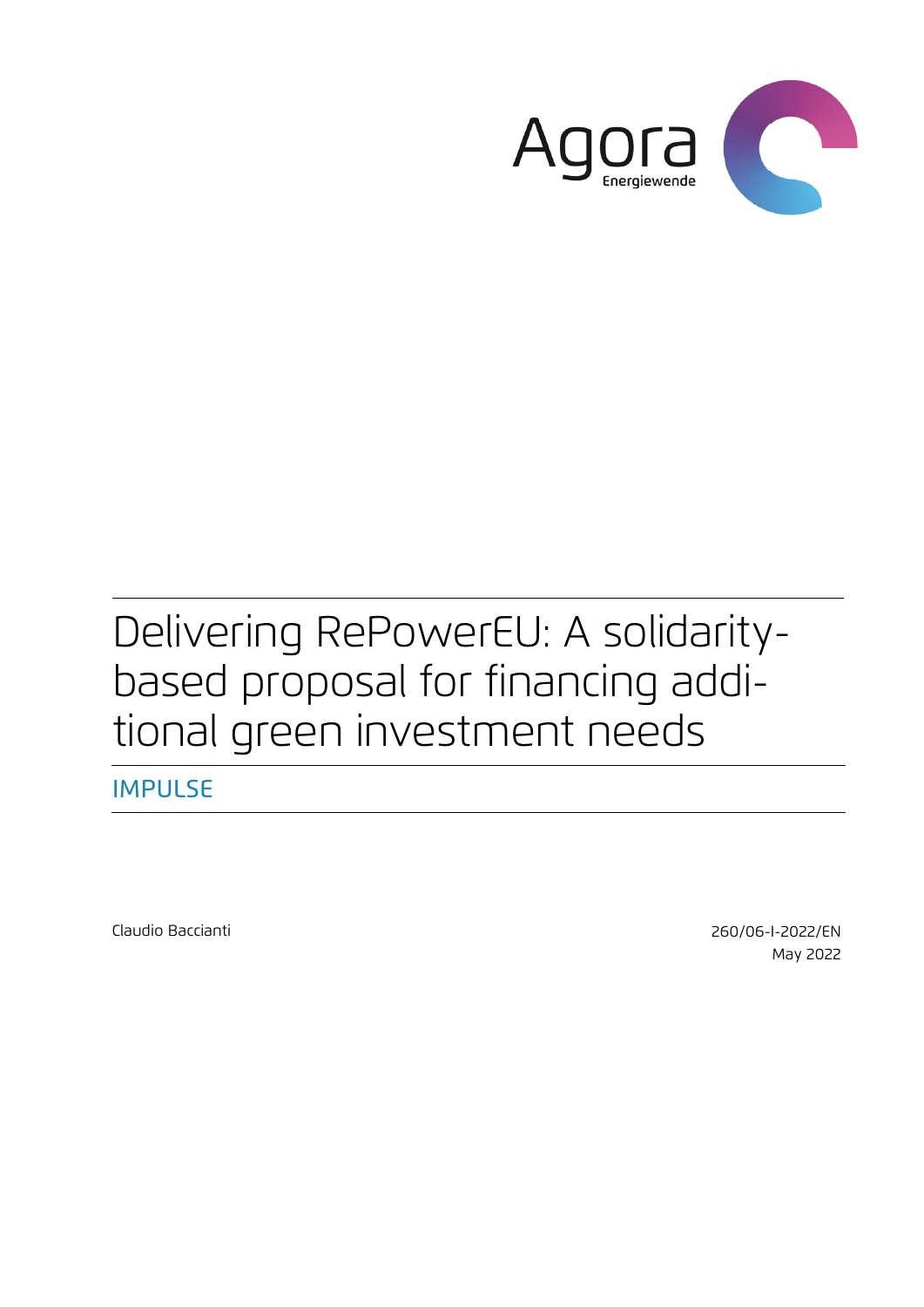Agora Energiewende

# Delivering RePowerEU: A solidarity-based proposal for financing additional green investment needs

IMPULSE

Claudio Baccianti

260/06-I-2022/EN
May 2022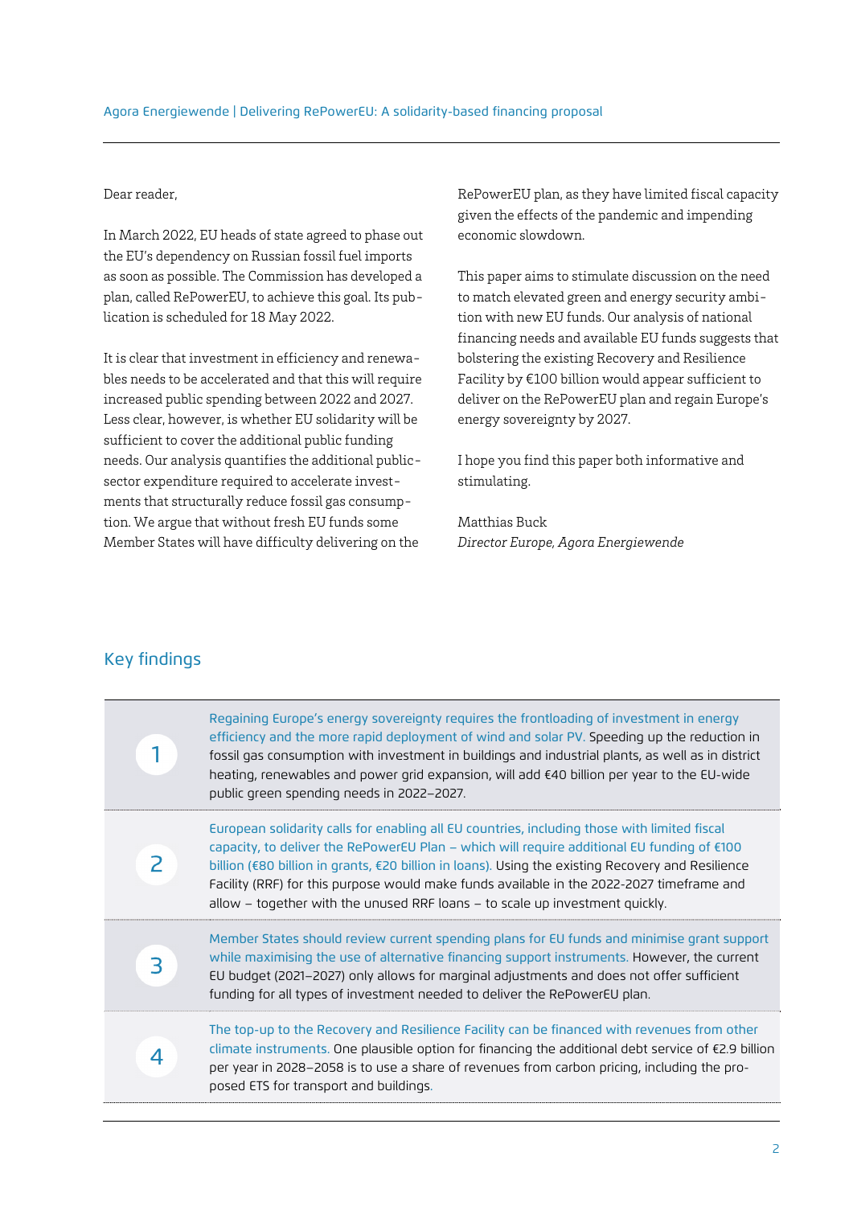Dear reader,

In March 2022, EU heads of state agreed to phase out the EU's dependency on Russian fossil fuel imports as soon as possible. The Commission has developed a plan, called RePowerEU, to achieve this goal. Its publication is scheduled for 18 May 2022.

It is clear that investment in efficiency and renewables needs to be accelerated and that this will require increased public spending between 2022 and 2027. Less clear, however, is whether EU solidarity will be sufficient to cover the additional public funding needs. Our analysis quantifies the additional public-sector expenditure required to accelerate investments that structurally reduce fossil gas consumption. We argue that without fresh EU funds some Member States will have difficulty delivering on the RePowerEU plan, as they have limited fiscal capacity given the effects of the pandemic and impending economic slowdown.

This paper aims to stimulate discussion on the need to match elevated green and energy security ambition with new EU funds. Our analysis of national financing needs and available EU funds suggests that bolstering the existing Recovery and Resilience Facility by €100 billion would appear sufficient to deliver on the RePowerEU plan and regain Europe's energy sovereignty by 2027.

I hope you find this paper both informative and stimulating.

Matthias Buck
*Director Europe, Agora Energiewende*

## Key findings

1. **Regaining Europe's energy sovereignty requires the frontloading of investment in energy efficiency and the more rapid deployment of wind and solar PV.** Speeding up the reduction in fossil gas consumption with investment in buildings and industrial plants, as well as in district heating, renewables and power grid expansion, will add €40 billion per year to the EU-wide public green spending needs in 2022–2027.

2. **European solidarity calls for enabling all EU countries, including those with limited fiscal capacity, to deliver the RePowerEU Plan – which will require additional EU funding of €100 billion (€80 billion in grants, €20 billion in loans).** Using the existing Recovery and Resilience Facility (RRF) for this purpose would make funds available in the 2022-2027 timeframe and allow – together with the unused RRF loans – to scale up investment quickly.

3. **Member States should review current spending plans for EU funds and minimise grant support while maximising the use of alternative financing support instruments.** However, the current EU budget (2021–2027) only allows for marginal adjustments and does not offer sufficient funding for all types of investment needed to deliver the RePowerEU plan.

4. **The top-up to the Recovery and Resilience Facility can be financed with revenues from other climate instruments.** One plausible option for financing the additional debt service of €2.9 billion per year in 2028–2058 is to use a share of revenues from carbon pricing, including the proposed ETS for transport and buildings.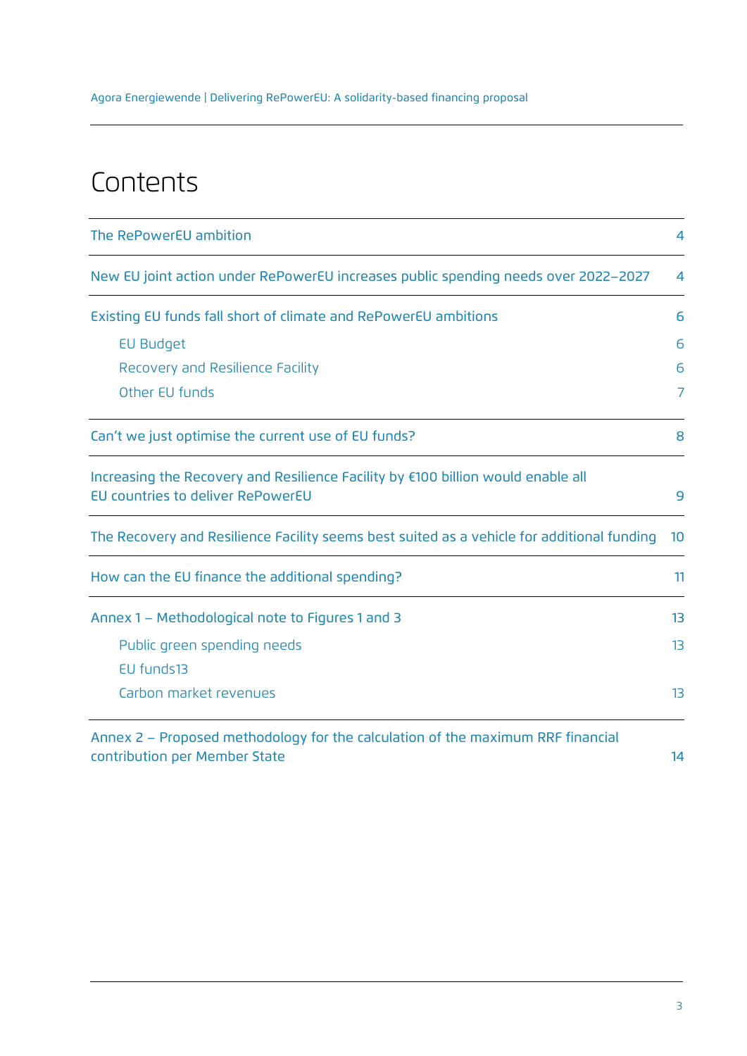# Contents

| | |
|---|---|
| The RePowerEU ambition | 4 |
| New EU joint action under RePowerEU increases public spending needs over 2022–2027 | 4 |
| Existing EU funds fall short of climate and RePowerEU ambitions | 6 |
| EU Budget | 6 |
| Recovery and Resilience Facility | 6 |
| Other EU funds | 7 |
| Can't we just optimise the current use of EU funds? | 8 |
| Increasing the Recovery and Resilience Facility by €100 billion would enable all EU countries to deliver RePowerEU | 9 |
| The Recovery and Resilience Facility seems best suited as a vehicle for additional funding | 10 |
| How can the EU finance the additional spending? | 11 |
| Annex 1 – Methodological note to Figures 1 and 3 | 13 |
| Public green spending needs | 13 |
| EU funds | 13 |
| Carbon market revenues | 13 |
| Annex 2 – Proposed methodology for the calculation of the maximum RRF financial contribution per Member State | 14 |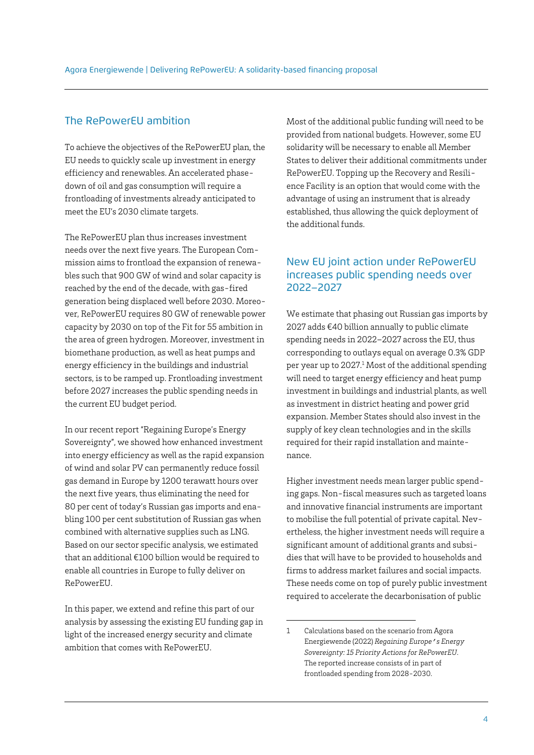## The RePowerEU ambition

To achieve the objectives of the RePowerEU plan, the EU needs to quickly scale up investment in energy efficiency and renewables. An accelerated phase-down of oil and gas consumption will require a frontloading of investments already anticipated to meet the EU's 2030 climate targets.

The RePowerEU plan thus increases investment needs over the next five years. The European Commission aims to frontload the expansion of renewables such that 900 GW of wind and solar capacity is reached by the end of the decade, with gas-fired generation being displaced well before 2030. Moreover, RePowerEU requires 80 GW of renewable power capacity by 2030 on top of the Fit for 55 ambition in the area of green hydrogen. Moreover, investment in biomethane production, as well as heat pumps and energy efficiency in the buildings and industrial sectors, is to be ramped up. Frontloading investment before 2027 increases the public spending needs in the current EU budget period.

In our recent report "Regaining Europe's Energy Sovereignty", we showed how enhanced investment into energy efficiency as well as the rapid expansion of wind and solar PV can permanently reduce fossil gas demand in Europe by 1200 terawatt hours over the next five years, thus eliminating the need for 80 per cent of today's Russian gas imports and enabling 100 per cent substitution of Russian gas when combined with alternative supplies such as LNG. Based on our sector specific analysis, we estimated that an additional €100 billion would be required to enable all countries in Europe to fully deliver on RePowerEU.

In this paper, we extend and refine this part of our analysis by assessing the existing EU funding gap in light of the increased energy security and climate ambition that comes with RePowerEU.

Most of the additional public funding will need to be provided from national budgets. However, some EU solidarity will be necessary to enable all Member States to deliver their additional commitments under RePowerEU. Topping up the Recovery and Resilience Facility is an option that would come with the advantage of using an instrument that is already established, thus allowing the quick deployment of the additional funds.

## New EU joint action under RePowerEU increases public spending needs over 2022–2027

We estimate that phasing out Russian gas imports by 2027 adds €40 billion annually to public climate spending needs in 2022–2027 across the EU, thus corresponding to outlays equal on average 0.3% GDP per year up to 2027.[1] Most of the additional spending will need to target energy efficiency and heat pump investment in buildings and industrial plants, as well as investment in district heating and power grid expansion. Member States should also invest in the supply of key clean technologies and in the skills required for their rapid installation and maintenance.

Higher investment needs mean larger public spending gaps. Non-fiscal measures such as targeted loans and innovative financial instruments are important to mobilise the full potential of private capital. Nevertheless, the higher investment needs will require a significant amount of additional grants and subsidies that will have to be provided to households and firms to address market failures and social impacts. These needs come on top of purely public investment required to accelerate the decarbonisation of public

---

[1] Calculations based on the scenario from Agora Energiewende (2022) *Regaining Europe's Energy Sovereignty: 15 Priority Actions for RePowerEU*. The reported increase consists of in part of frontloaded spending from 2028-2030.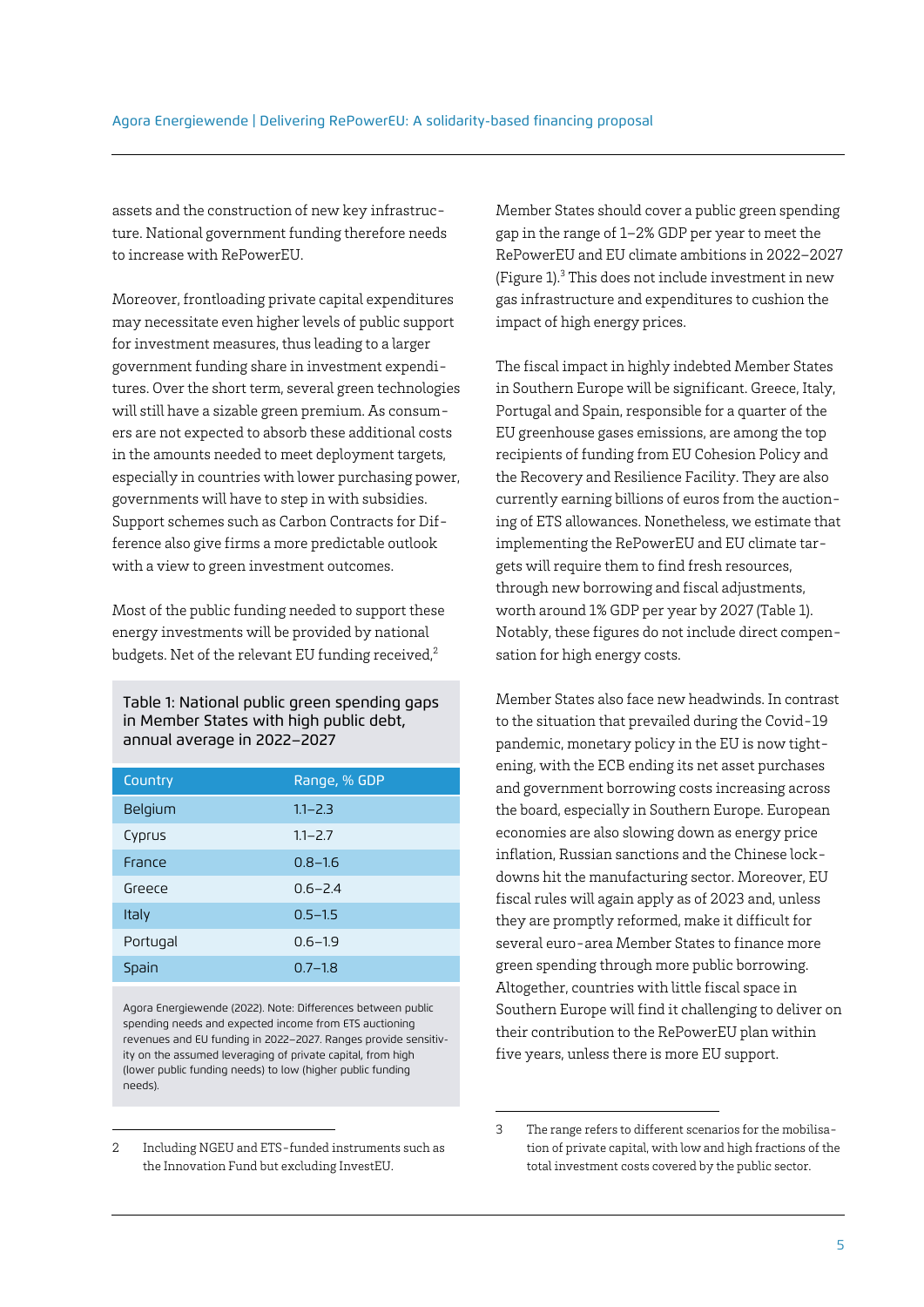assets and the construction of new key infrastructure. National government funding therefore needs to increase with RePowerEU.

Moreover, frontloading private capital expenditures may necessitate even higher levels of public support for investment measures, thus leading to a larger government funding share in investment expenditures. Over the short term, several green technologies will still have a sizable green premium. As consumers are not expected to absorb these additional costs in the amounts needed to meet deployment targets, especially in countries with lower purchasing power, governments will have to step in with subsidies. Support schemes such as Carbon Contracts for Difference also give firms a more predictable outlook with a view to green investment outcomes.

Most of the public funding needed to support these energy investments will be provided by national budgets. Net of the relevant EU funding received,[2] Member States should cover a public green spending gap in the range of 1–2% GDP per year to meet the RePowerEU and EU climate ambitions in 2022–2027 (Figure 1).[3] This does not include investment in new gas infrastructure and expenditures to cushion the impact of high energy prices.

Table 1: National public green spending gaps in Member States with high public debt, annual average in 2022–2027

| Country | Range, % GDP |
|---|---|
| Belgium | 1.1–2.3 |
| Cyprus | 1.1–2.7 |
| France | 0.8–1.6 |
| Greece | 0.6–2.4 |
| Italy | 0.5–1.5 |
| Portugal | 0.6–1.9 |
| Spain | 0.7–1.8 |

Agora Energiewende (2022). Note: Differences between public spending needs and expected income from ETS auctioning revenues and EU funding in 2022–2027. Ranges provide sensitivity on the assumed leveraging of private capital, from high (lower public funding needs) to low (higher public funding needs).

The fiscal impact in highly indebted Member States in Southern Europe will be significant. Greece, Italy, Portugal and Spain, responsible for a quarter of the EU greenhouse gases emissions, are among the top recipients of funding from EU Cohesion Policy and the Recovery and Resilience Facility. They are also currently earning billions of euros from the auctioning of ETS allowances. Nonetheless, we estimate that implementing the RePowerEU and EU climate targets will require them to find fresh resources, through new borrowing and fiscal adjustments, worth around 1% GDP per year by 2027 (Table 1). Notably, these figures do not include direct compensation for high energy costs.

Member States also face new headwinds. In contrast to the situation that prevailed during the Covid-19 pandemic, monetary policy in the EU is now tightening, with the ECB ending its net asset purchases and government borrowing costs increasing across the board, especially in Southern Europe. European economies are also slowing down as energy price inflation, Russian sanctions and the Chinese lockdowns hit the manufacturing sector. Moreover, EU fiscal rules will again apply as of 2023 and, unless they are promptly reformed, make it difficult for several euro-area Member States to finance more green spending through more public borrowing. Altogether, countries with little fiscal space in Southern Europe will find it challenging to deliver on their contribution to the RePowerEU plan within five years, unless there is more EU support.

---

2 Including NGEU and ETS-funded instruments such as the Innovation Fund but excluding InvestEU.

3 The range refers to different scenarios for the mobilisation of private capital, with low and high fractions of the total investment costs covered by the public sector.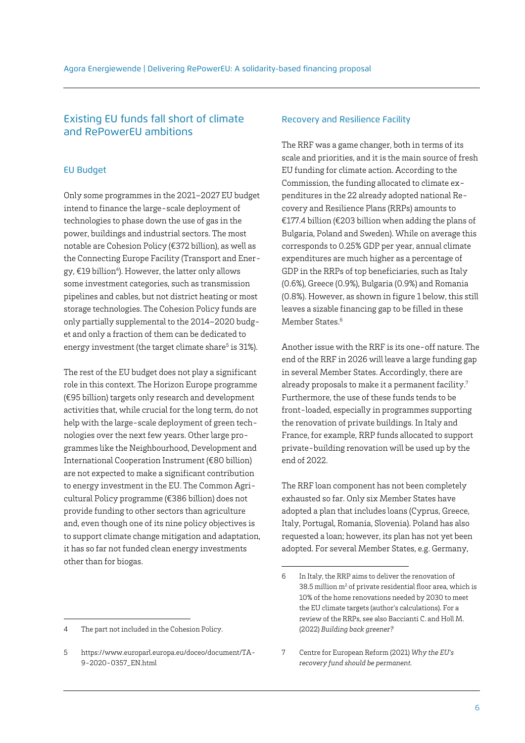## Existing EU funds fall short of climate and RePowerEU ambitions

### EU Budget

Only some programmes in the 2021–2027 EU budget intend to finance the large-scale deployment of technologies to phase down the use of gas in the power, buildings and industrial sectors. The most notable are Cohesion Policy (€372 billion), as well as the Connecting Europe Facility (Transport and Energy, €19 billion[4]). However, the latter only allows some investment categories, such as transmission pipelines and cables, but not district heating or most storage technologies. The Cohesion Policy funds are only partially supplemental to the 2014–2020 budget and only a fraction of them can be dedicated to energy investment (the target climate share[5] is 31%).

The rest of the EU budget does not play a significant role in this context. The Horizon Europe programme (€95 billion) targets only research and development activities that, while crucial for the long term, do not help with the large-scale deployment of green technologies over the next few years. Other large programmes like the Neighbourhood, Development and International Cooperation Instrument (€80 billion) are not expected to make a significant contribution to energy investment in the EU. The Common Agricultural Policy programme (€386 billion) does not provide funding to other sectors than agriculture and, even though one of its nine policy objectives is to support climate change mitigation and adaptation, it has so far not funded clean energy investments other than for biogas.

### Recovery and Resilience Facility

The RRF was a game changer, both in terms of its scale and priorities, and it is the main source of fresh EU funding for climate action. According to the Commission, the funding allocated to climate expenditures in the 22 already adopted national Recovery and Resilience Plans (RRPs) amounts to €177.4 billion (€203 billion when adding the plans of Bulgaria, Poland and Sweden). While on average this corresponds to 0.25% GDP per year, annual climate expenditures are much higher as a percentage of GDP in the RRPs of top beneficiaries, such as Italy (0.6%), Greece (0.9%), Bulgaria (0.9%) and Romania (0.8%). However, as shown in figure 1 below, this still leaves a sizable financing gap to be filled in these Member States.[6]

Another issue with the RRF is its one-off nature. The end of the RRF in 2026 will leave a large funding gap in several Member States. Accordingly, there are already proposals to make it a permanent facility.[7] Furthermore, the use of these funds tends to be front-loaded, especially in programmes supporting the renovation of private buildings. In Italy and France, for example, RRP funds allocated to support private-building renovation will be used up by the end of 2022.

The RRF loan component has not been completely exhausted so far. Only six Member States have adopted a plan that includes loans (Cyprus, Greece, Italy, Portugal, Romania, Slovenia). Poland has also requested a loan; however, its plan has not yet been adopted. For several Member States, e.g. Germany,

---

4 The part not included in the Cohesion Policy.

5 https://www.europarl.europa.eu/doceo/document/TA-9-2020-0357_EN.html

6 In Italy, the RRP aims to deliver the renovation of 38.5 million $m^2$ of private residential floor area, which is 10% of the home renovations needed by 2030 to meet the EU climate targets (author's calculations). For a review of the RRPs, see also Baccianti C. and Holl M. (2022) *Building back greener?*

7 Centre for European Reform (2021) *Why the EU's recovery fund should be permanent.*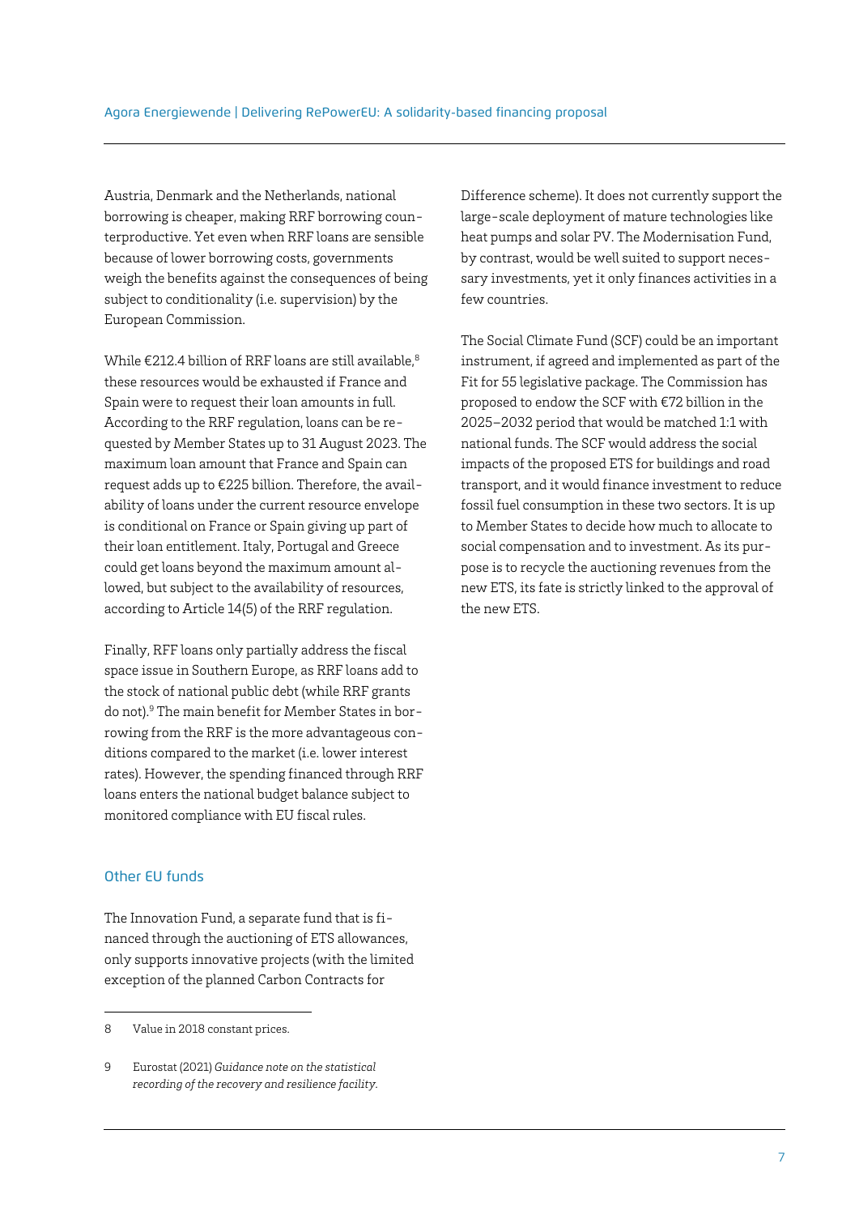Austria, Denmark and the Netherlands, national borrowing is cheaper, making RRF borrowing counterproductive. Yet even when RRF loans are sensible because of lower borrowing costs, governments weigh the benefits against the consequences of being subject to conditionality (i.e. supervision) by the European Commission.

While €212.4 billion of RRF loans are still available,[8] these resources would be exhausted if France and Spain were to request their loan amounts in full. According to the RRF regulation, loans can be requested by Member States up to 31 August 2023. The maximum loan amount that France and Spain can request adds up to €225 billion. Therefore, the availability of loans under the current resource envelope is conditional on France or Spain giving up part of their loan entitlement. Italy, Portugal and Greece could get loans beyond the maximum amount allowed, but subject to the availability of resources, according to Article 14(5) of the RRF regulation.

Finally, RFF loans only partially address the fiscal space issue in Southern Europe, as RRF loans add to the stock of national public debt (while RRF grants do not).[9] The main benefit for Member States in borrowing from the RRF is the more advantageous conditions compared to the market (i.e. lower interest rates). However, the spending financed through RRF loans enters the national budget balance subject to monitored compliance with EU fiscal rules.

### Other EU funds

The Innovation Fund, a separate fund that is financed through the auctioning of ETS allowances, only supports innovative projects (with the limited exception of the planned Carbon Contracts for Difference scheme). It does not currently support the large-scale deployment of mature technologies like heat pumps and solar PV. The Modernisation Fund, by contrast, would be well suited to support necessary investments, yet it only finances activities in a few countries.

The Social Climate Fund (SCF) could be an important instrument, if agreed and implemented as part of the Fit for 55 legislative package. The Commission has proposed to endow the SCF with €72 billion in the 2025–2032 period that would be matched 1:1 with national funds. The SCF would address the social impacts of the proposed ETS for buildings and road transport, and it would finance investment to reduce fossil fuel consumption in these two sectors. It is up to Member States to decide how much to allocate to social compensation and to investment. As its purpose is to recycle the auctioning revenues from the new ETS, its fate is strictly linked to the approval of the new ETS.

---

8 Value in 2018 constant prices.

9 Eurostat (2021) *Guidance note on the statistical recording of the recovery and resilience facility.*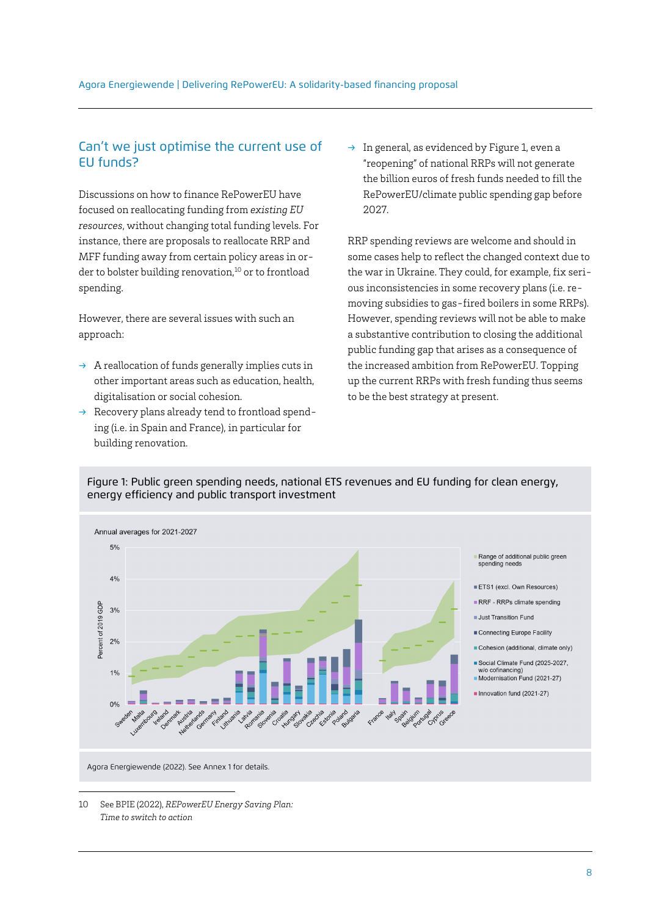## Can't we just optimise the current use of EU funds?

Discussions on how to finance RePowerEU have focused on reallocating funding from *existing EU resources*, without changing total funding levels. For instance, there are proposals to reallocate RRP and MFF funding away from certain policy areas in order to bolster building renovation,[10] or to frontload spending.

However, there are several issues with such an approach:

- → A reallocation of funds generally implies cuts in other important areas such as education, health, digitalisation or social cohesion.
- → Recovery plans already tend to frontload spending (i.e. in Spain and France), in particular for building renovation.
- → In general, as evidenced by Figure 1, even a "reopening" of national RRPs will not generate the billion euros of fresh funds needed to fill the RePowerEU/climate public spending gap before 2027.

RRP spending reviews are welcome and should in some cases help to reflect the changed context due to the war in Ukraine. They could, for example, fix serious inconsistencies in some recovery plans (i.e. removing subsidies to gas-fired boilers in some RRPs). However, spending reviews will not be able to make a substantive contribution to closing the additional public funding gap that arises as a consequence of the increased ambition from RePowerEU. Topping up the current RRPs with fresh funding thus seems to be the best strategy at present.

Figure 1: Public green spending needs, national ETS revenues and EU funding for clean energy, energy efficiency and public transport investment

Annual averages for 2021-2027

Agora Energiewende (2022). See Annex 1 for details.

10 See BPIE (2022), *REPowerEU Energy Saving Plan: Time to switch to action*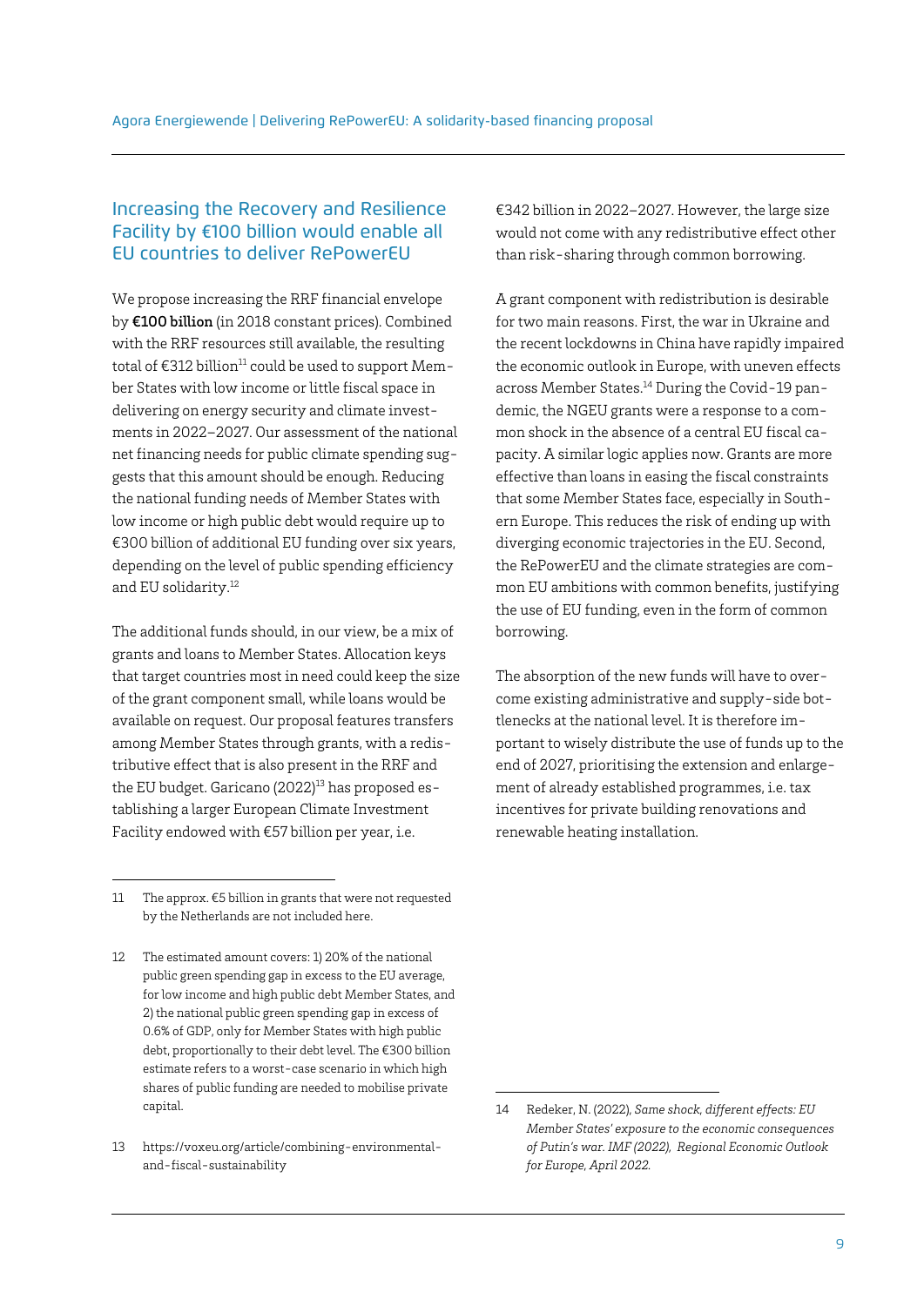## Increasing the Recovery and Resilience Facility by €100 billion would enable all EU countries to deliver RePowerEU

We propose increasing the RRF financial envelope by **€100 billion** (in 2018 constant prices). Combined with the RRF resources still available, the resulting total of €312 billion[11] could be used to support Member States with low income or little fiscal space in delivering on energy security and climate investments in 2022–2027. Our assessment of the national net financing needs for public climate spending suggests that this amount should be enough. Reducing the national funding needs of Member States with low income or high public debt would require up to €300 billion of additional EU funding over six years, depending on the level of public spending efficiency and EU solidarity.[12]

The additional funds should, in our view, be a mix of grants and loans to Member States. Allocation keys that target countries most in need could keep the size of the grant component small, while loans would be available on request. Our proposal features transfers among Member States through grants, with a redistributive effect that is also present in the RRF and the EU budget. Garicano (2022)[13] has proposed establishing a larger European Climate Investment Facility endowed with €57 billion per year, i.e. €342 billion in 2022–2027. However, the large size would not come with any redistributive effect other than risk-sharing through common borrowing.

A grant component with redistribution is desirable for two main reasons. First, the war in Ukraine and the recent lockdowns in China have rapidly impaired the economic outlook in Europe, with uneven effects across Member States.[14] During the Covid-19 pandemic, the NGEU grants were a response to a common shock in the absence of a central EU fiscal capacity. A similar logic applies now. Grants are more effective than loans in easing the fiscal constraints that some Member States face, especially in Southern Europe. This reduces the risk of ending up with diverging economic trajectories in the EU. Second, the RePowerEU and the climate strategies are common EU ambitions with common benefits, justifying the use of EU funding, even in the form of common borrowing.

The absorption of the new funds will have to overcome existing administrative and supply-side bottlenecks at the national level. It is therefore important to wisely distribute the use of funds up to the end of 2027, prioritising the extension and enlargement of already established programmes, i.e. tax incentives for private building renovations and renewable heating installation.

---

11 The approx. €5 billion in grants that were not requested by the Netherlands are not included here.

12 The estimated amount covers: 1) 20% of the national public green spending gap in excess to the EU average, for low income and high public debt Member States, and 2) the national public green spending gap in excess of 0.6% of GDP, only for Member States with high public debt, proportionally to their debt level. The €300 billion estimate refers to a worst-case scenario in which high shares of public funding are needed to mobilise private capital.

13 https://voxeu.org/article/combining-environmental-and-fiscal-sustainability

14 Redeker, N. (2022), *Same shock, different effects: EU Member States' exposure to the economic consequences of Putin's war. IMF (2022), Regional Economic Outlook for Europe, April 2022.*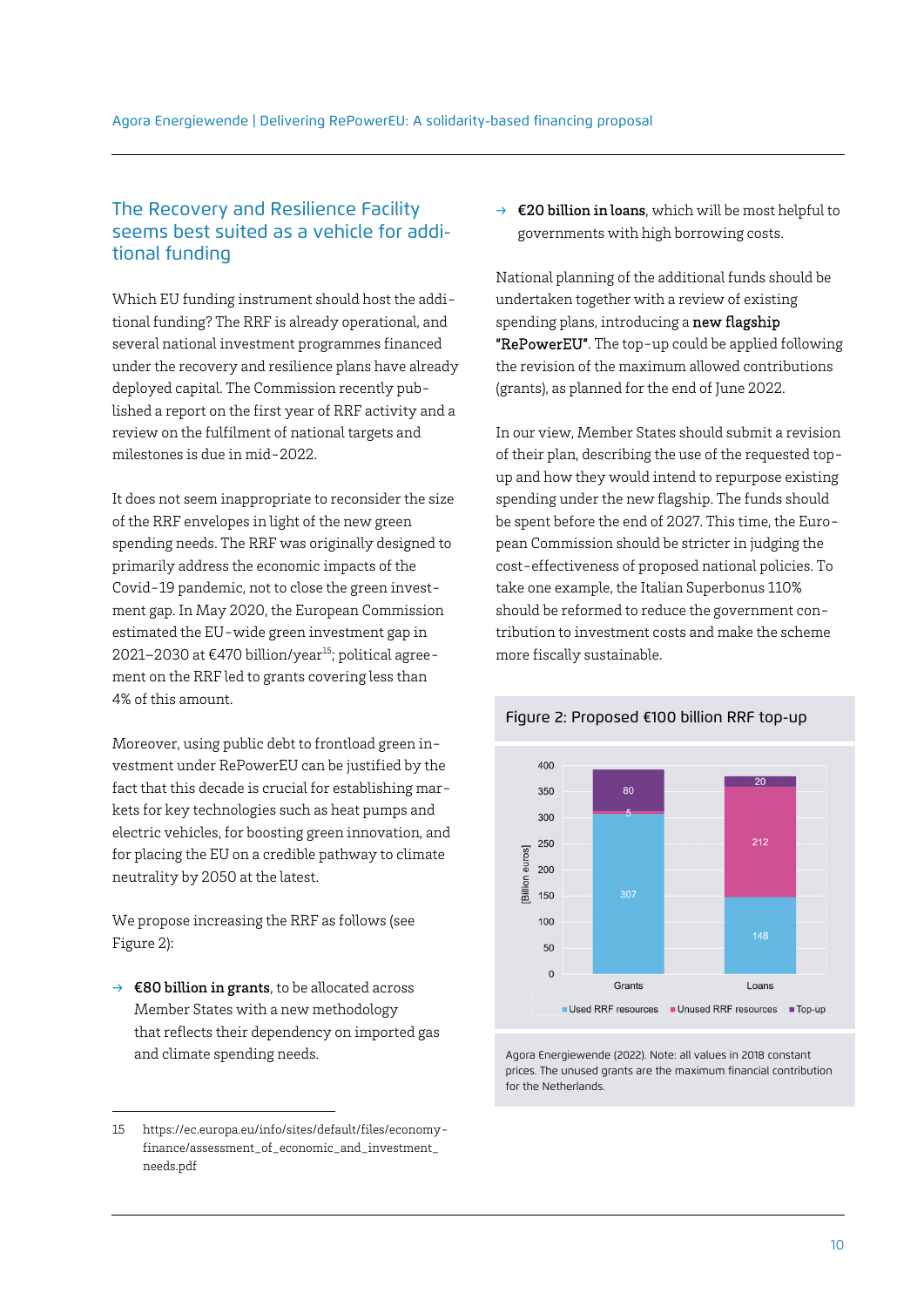## The Recovery and Resilience Facility seems best suited as a vehicle for additional funding

Which EU funding instrument should host the additional funding? The RRF is already operational, and several national investment programmes financed under the recovery and resilience plans have already deployed capital. The Commission recently published a report on the first year of RRF activity and a review on the fulfilment of national targets and milestones is due in mid-2022.

It does not seem inappropriate to reconsider the size of the RRF envelopes in light of the new green spending needs. The RRF was originally designed to primarily address the economic impacts of the Covid-19 pandemic, not to close the green investment gap. In May 2020, the European Commission estimated the EU-wide green investment gap in 2021–2030 at €470 billion/year[15]; political agreement on the RRF led to grants covering less than 4% of this amount.

Moreover, using public debt to frontload green investment under RePowerEU can be justified by the fact that this decade is crucial for establishing markets for key technologies such as heat pumps and electric vehicles, for boosting green innovation, and for placing the EU on a credible pathway to climate neutrality by 2050 at the latest.

We propose increasing the RRF as follows (see Figure 2):

- **€80 billion in grants**, to be allocated across Member States with a new methodology that reflects their dependency on imported gas and climate spending needs.
- **€20 billion in loans**, which will be most helpful to governments with high borrowing costs.

National planning of the additional funds should be undertaken together with a review of existing spending plans, introducing a **new flagship "RePowerEU"**. The top-up could be applied following the revision of the maximum allowed contributions (grants), as planned for the end of June 2022.

In our view, Member States should submit a revision of their plan, describing the use of the requested top-up and how they would intend to repurpose existing spending under the new flagship. The funds should be spent before the end of 2027. This time, the European Commission should be stricter in judging the cost-effectiveness of proposed national policies. To take one example, the Italian Superbonus 110% should be reformed to reduce the government contribution to investment costs and make the scheme more fiscally sustainable.

**Figure 2: Proposed €100 billion RRF top-up**

| [Billion euros] | Used RRF resources | Unused RRF resources | Top-up |
|---|---|---|---|
| Grants | 307 | 5 | 80 |
| Loans | 148 | 212 | 20 |

Agora Energiewende (2022). Note: all values in 2018 constant prices. The unused grants are the maximum financial contribution for the Netherlands.

---

15 https://ec.europa.eu/info/sites/default/files/economy-finance/assessment_of_economic_and_investment_needs.pdf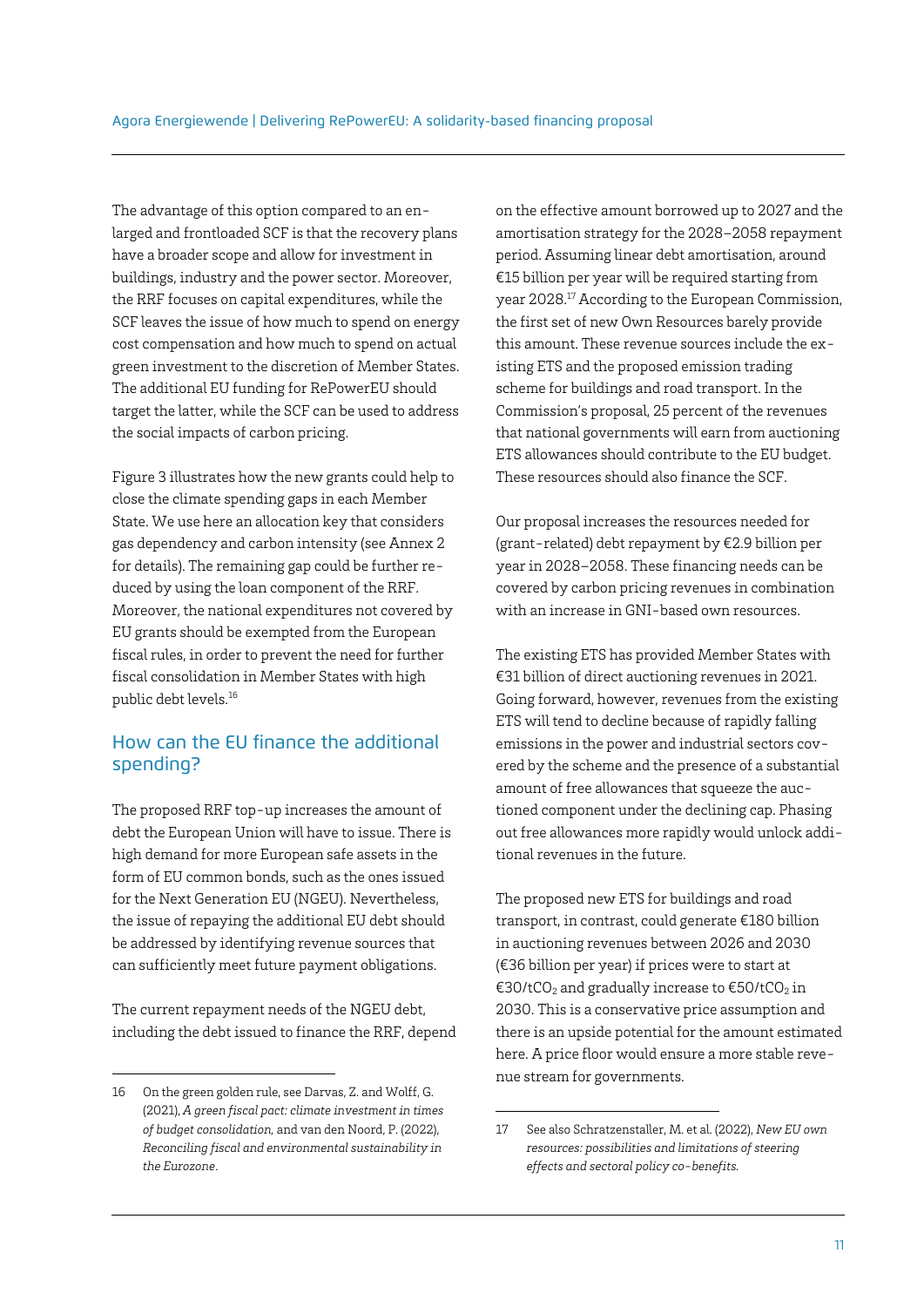The advantage of this option compared to an enlarged and frontloaded SCF is that the recovery plans have a broader scope and allow for investment in buildings, industry and the power sector. Moreover, the RRF focuses on capital expenditures, while the SCF leaves the issue of how much to spend on energy cost compensation and how much to spend on actual green investment to the discretion of Member States. The additional EU funding for RePowerEU should target the latter, while the SCF can be used to address the social impacts of carbon pricing.

Figure 3 illustrates how the new grants could help to close the climate spending gaps in each Member State. We use here an allocation key that considers gas dependency and carbon intensity (see Annex 2 for details). The remaining gap could be further reduced by using the loan component of the RRF. Moreover, the national expenditures not covered by EU grants should be exempted from the European fiscal rules, in order to prevent the need for further fiscal consolidation in Member States with high public debt levels.[16]

## How can the EU finance the additional spending?

The proposed RRF top-up increases the amount of debt the European Union will have to issue. There is high demand for more European safe assets in the form of EU common bonds, such as the ones issued for the Next Generation EU (NGEU). Nevertheless, the issue of repaying the additional EU debt should be addressed by identifying revenue sources that can sufficiently meet future payment obligations.

The current repayment needs of the NGEU debt, including the debt issued to finance the RRF, depend on the effective amount borrowed up to 2027 and the amortisation strategy for the 2028–2058 repayment period. Assuming linear debt amortisation, around €15 billion per year will be required starting from year 2028.[17] According to the European Commission, the first set of new Own Resources barely provide this amount. These revenue sources include the existing ETS and the proposed emission trading scheme for buildings and road transport. In the Commission's proposal, 25 percent of the revenues that national governments will earn from auctioning ETS allowances should contribute to the EU budget. These resources should also finance the SCF.

Our proposal increases the resources needed for (grant-related) debt repayment by €2.9 billion per year in 2028–2058. These financing needs can be covered by carbon pricing revenues in combination with an increase in GNI-based own resources.

The existing ETS has provided Member States with €31 billion of direct auctioning revenues in 2021. Going forward, however, revenues from the existing ETS will tend to decline because of rapidly falling emissions in the power and industrial sectors covered by the scheme and the presence of a substantial amount of free allowances that squeeze the auctioned component under the declining cap. Phasing out free allowances more rapidly would unlock additional revenues in the future.

The proposed new ETS for buildings and road transport, in contrast, could generate €180 billion in auctioning revenues between 2026 and 2030 (€36 billion per year) if prices were to start at €30/t$CO_2$ and gradually increase to €50/t$CO_2$ in 2030. This is a conservative price assumption and there is an upside potential for the amount estimated here. A price floor would ensure a more stable revenue stream for governments.

---

16 On the green golden rule, see Darvas, Z. and Wolff, G. (2021), *A green fiscal pact: climate investment in times of budget consolidation*, and van den Noord, P. (2022), *Reconciling fiscal and environmental sustainability in the Eurozone*.

17 See also Schratzenstaller, M. et al. (2022), *New EU own resources: possibilities and limitations of steering effects and sectoral policy co-benefits.*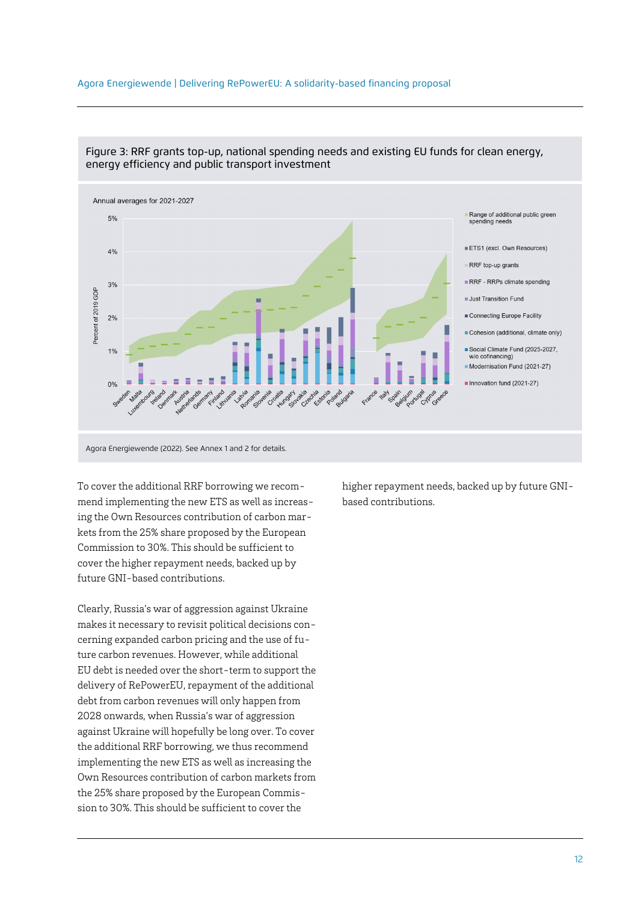Figure 3: RRF grants top-up, national spending needs and existing EU funds for clean energy, energy efficiency and public transport investment

Agora Energiewende (2022). See Annex 1 and 2 for details.

To cover the additional RRF borrowing we recommend implementing the new ETS as well as increasing the Own Resources contribution of carbon markets from the 25% share proposed by the European Commission to 30%. This should be sufficient to cover the higher repayment needs, backed up by future GNI-based contributions.

Clearly, Russia's war of aggression against Ukraine makes it necessary to revisit political decisions concerning expanded carbon pricing and the use of future carbon revenues. However, while additional EU debt is needed over the short-term to support the delivery of RePowerEU, repayment of the additional debt from carbon revenues will only happen from 2028 onwards, when Russia's war of aggression against Ukraine will hopefully be long over. To cover the additional RRF borrowing, we thus recommend implementing the new ETS as well as increasing the Own Resources contribution of carbon markets from the 25% share proposed by the European Commission to 30%. This should be sufficient to cover the higher repayment needs, backed up by future GNI-based contributions.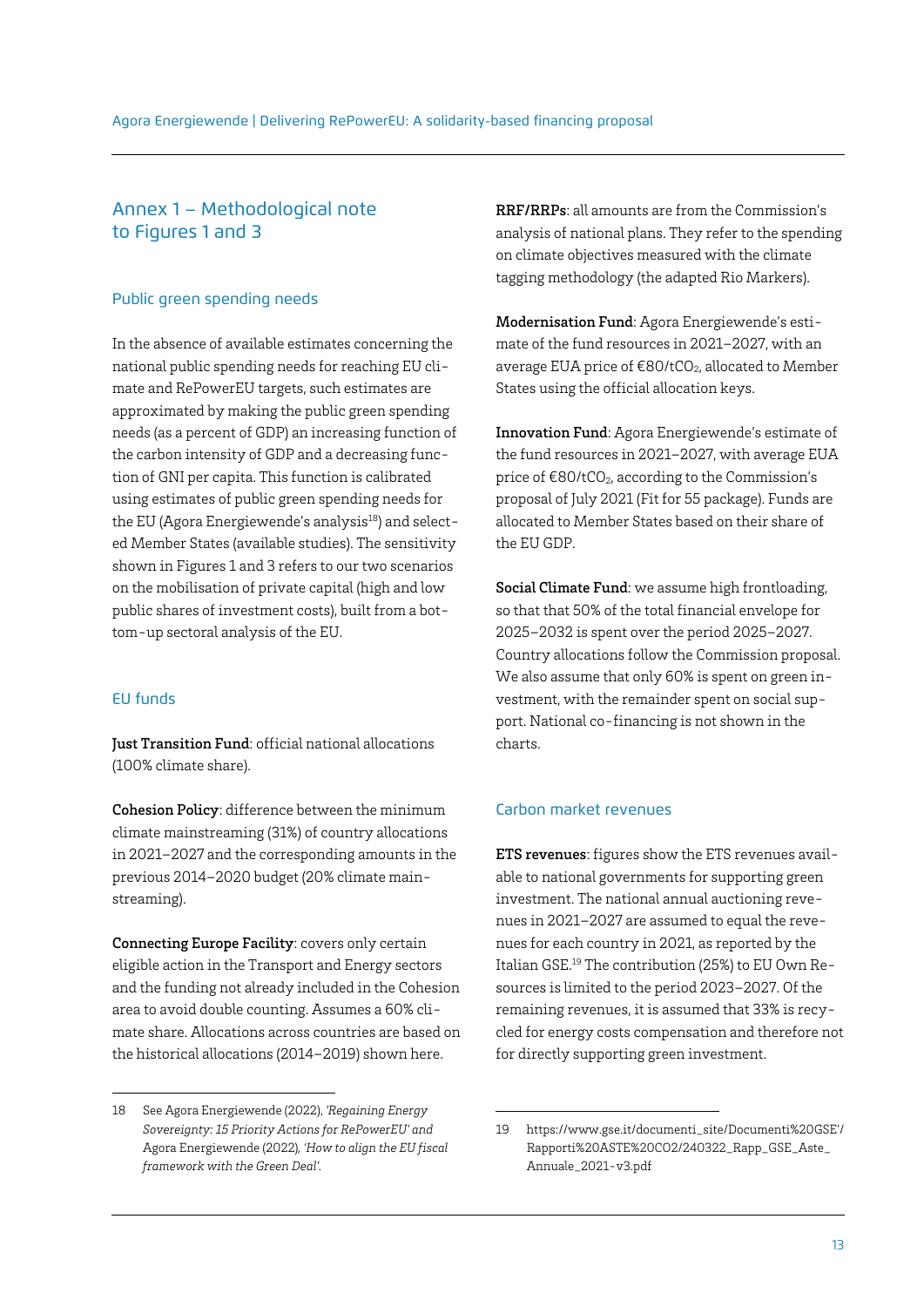## Annex 1 – Methodological note to Figures 1 and 3

### Public green spending needs

In the absence of available estimates concerning the national public spending needs for reaching EU climate and RePowerEU targets, such estimates are approximated by making the public green spending needs (as a percent of GDP) an increasing function of the carbon intensity of GDP and a decreasing function of GNI per capita. This function is calibrated using estimates of public green spending needs for the EU (Agora Energiewende's analysis[18]) and selected Member States (available studies). The sensitivity shown in Figures 1 and 3 refers to our two scenarios on the mobilisation of private capital (high and low public shares of investment costs), built from a bottom-up sectoral analysis of the EU.

### EU funds

**Just Transition Fund**: official national allocations (100% climate share).

**Cohesion Policy**: difference between the minimum climate mainstreaming (31%) of country allocations in 2021–2027 and the corresponding amounts in the previous 2014–2020 budget (20% climate mainstreaming).

**Connecting Europe Facility**: covers only certain eligible action in the Transport and Energy sectors and the funding not already included in the Cohesion area to avoid double counting. Assumes a 60% climate share. Allocations across countries are based on the historical allocations (2014–2019) shown here.

**RRF/RRPs**: all amounts are from the Commission's analysis of national plans. They refer to the spending on climate objectives measured with the climate tagging methodology (the adapted Rio Markers).

**Modernisation Fund**: Agora Energiewende's estimate of the fund resources in 2021–2027, with an average EUA price of €80/t$CO_2$, allocated to Member States using the official allocation keys.

**Innovation Fund**: Agora Energiewende's estimate of the fund resources in 2021–2027, with average EUA price of €80/t$CO_2$, according to the Commission's proposal of July 2021 (Fit for 55 package). Funds are allocated to Member States based on their share of the EU GDP.

**Social Climate Fund**: we assume high frontloading, so that that 50% of the total financial envelope for 2025–2032 is spent over the period 2025–2027. Country allocations follow the Commission proposal. We also assume that only 60% is spent on green investment, with the remainder spent on social support. National co-financing is not shown in the charts.

### Carbon market revenues

**ETS revenues**: figures show the ETS revenues available to national governments for supporting green investment. The national annual auctioning revenues in 2021–2027 are assumed to equal the revenues for each country in 2021, as reported by the Italian GSE.[19] The contribution (25%) to EU Own Resources is limited to the period 2023–2027. Of the remaining revenues, it is assumed that 33% is recycled for energy costs compensation and therefore not for directly supporting green investment.

---

18 See Agora Energiewende (2022), *'Regaining Energy Sovereigntу: 15 Priority Actions for RePowerEU'* and Agora Energiewende (2022), *'How to align the EU fiscal framework with the Green Deal'*.

19 https://www.gse.it/documenti_site/Documenti%20GSE/Rapporti%20ASTE%20CO2/240322_Rapp_GSE_Aste_Annuale_2021-v3.pdf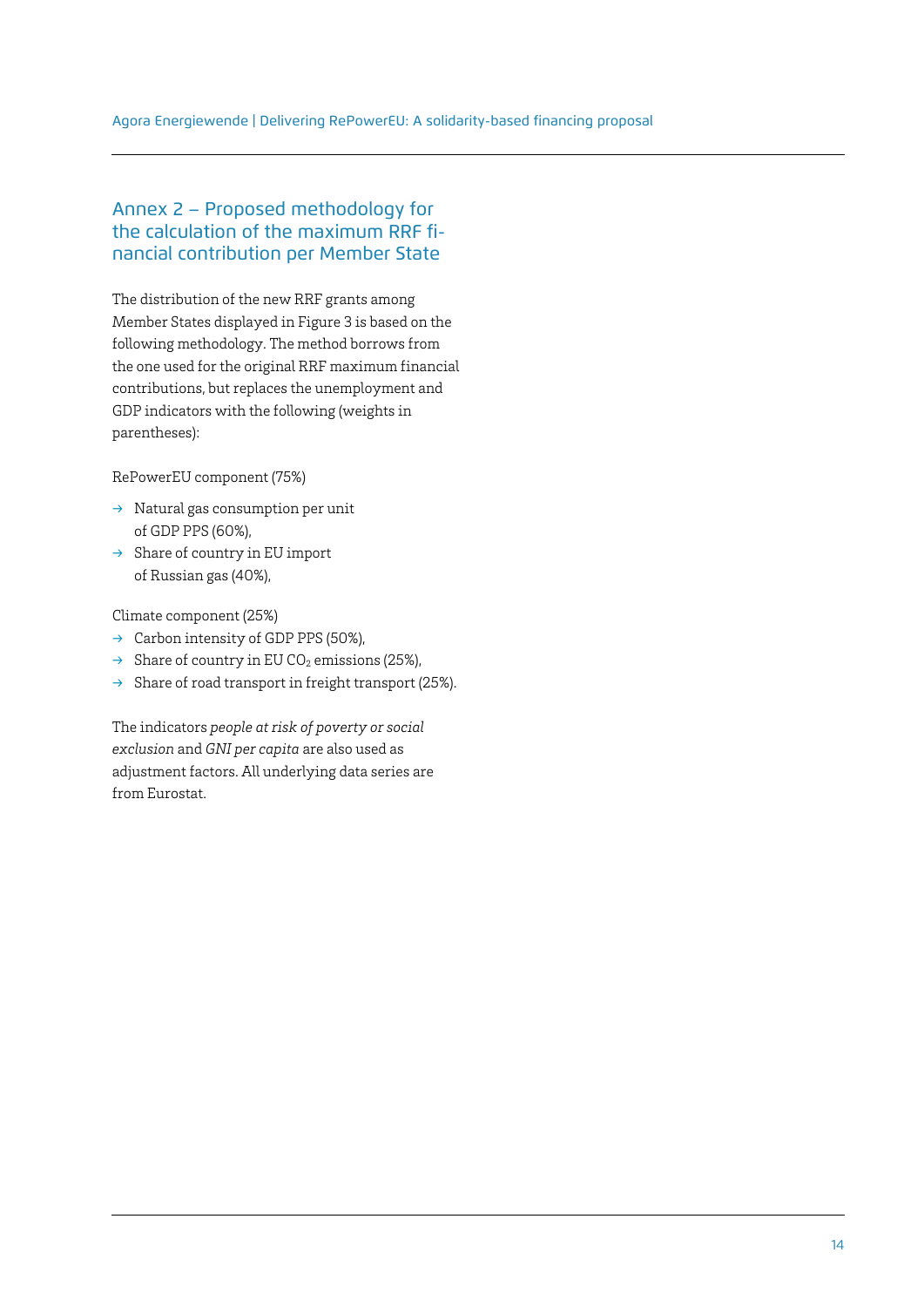## Annex 2 – Proposed methodology for the calculation of the maximum RRF financial contribution per Member State

The distribution of the new RRF grants among Member States displayed in Figure 3 is based on the following methodology. The method borrows from the one used for the original RRF maximum financial contributions, but replaces the unemployment and GDP indicators with the following (weights in parentheses):

RePowerEU component (75%)

- → Natural gas consumption per unit of GDP PPS (60%),
- → Share of country in EU import of Russian gas (40%),

Climate component (25%)

- → Carbon intensity of GDP PPS (50%),
- → Share of country in EU $CO_2$ emissions (25%),
- → Share of road transport in freight transport (25%).

The indicators *people at risk of poverty or social exclusion* and *GNI per capita* are also used as adjustment factors. All underlying data series are from Eurostat.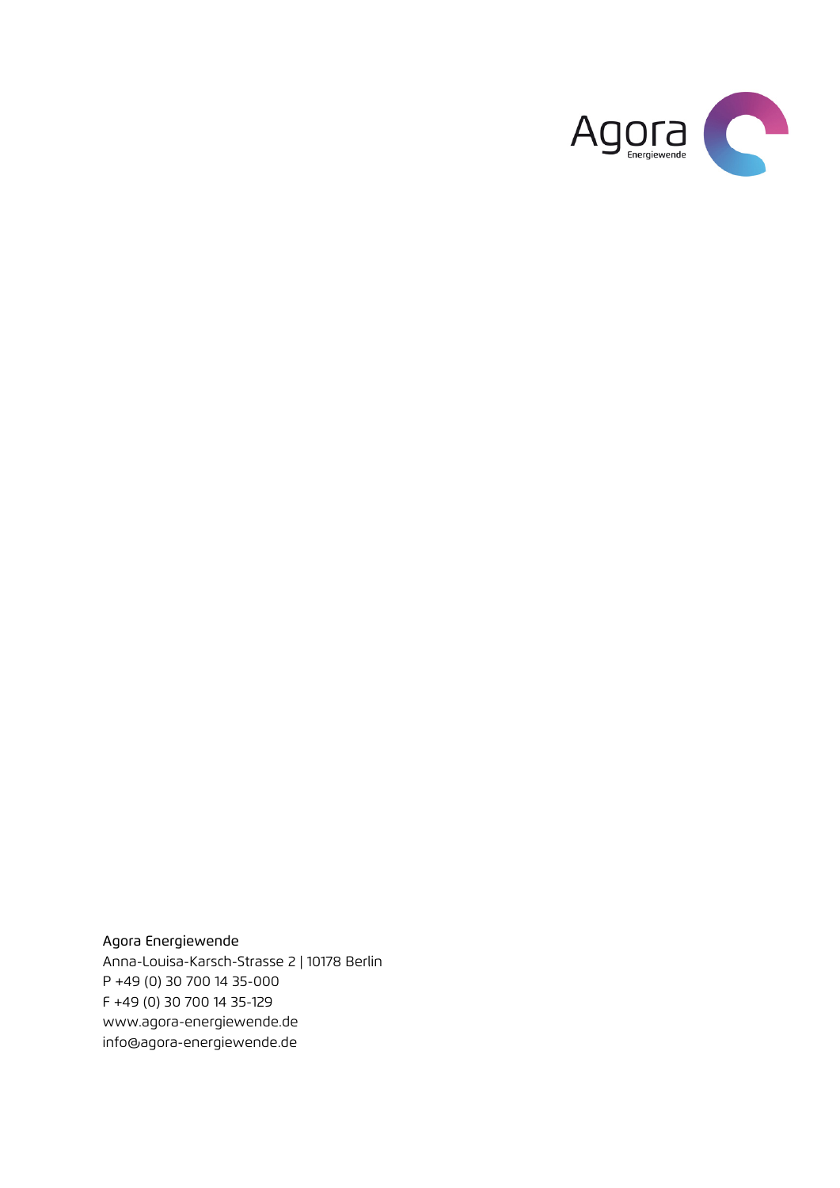Agora Energiewende
Anna-Louisa-Karsch-Strasse 2 | 10178 Berlin
P +49 (0) 30 700 14 35-000
F +49 (0) 30 700 14 35-129
www.agora-energiewende.de
info@agora-energiewende.de